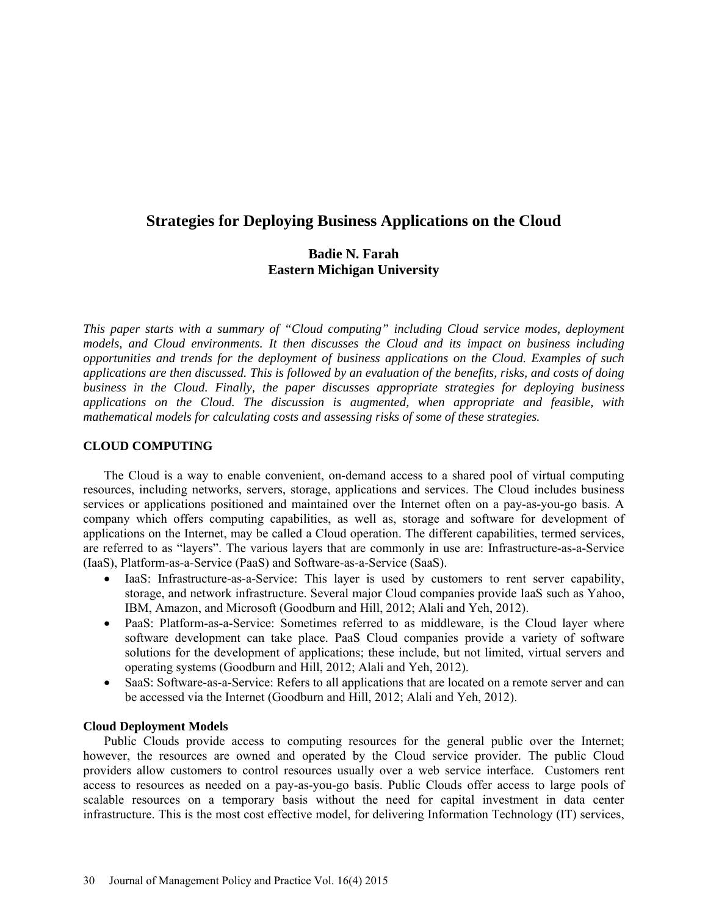# Strategies for Deploying Business Applications on the Cloud

**Badie N. Farah**
**Eastern Michigan University**

*This paper starts with a summary of "Cloud computing" including Cloud service modes, deployment models, and Cloud environments. It then discusses the Cloud and its impact on business including opportunities and trends for the deployment of business applications on the Cloud. Examples of such applications are then discussed. This is followed by an evaluation of the benefits, risks, and costs of doing business in the Cloud. Finally, the paper discusses appropriate strategies for deploying business applications on the Cloud. The discussion is augmented, when appropriate and feasible, with mathematical models for calculating costs and assessing risks of some of these strategies.*

## CLOUD COMPUTING

The Cloud is a way to enable convenient, on-demand access to a shared pool of virtual computing resources, including networks, servers, storage, applications and services. The Cloud includes business services or applications positioned and maintained over the Internet often on a pay-as-you-go basis. A company which offers computing capabilities, as well as, storage and software for development of applications on the Internet, may be called a Cloud operation. The different capabilities, termed services, are referred to as "layers". The various layers that are commonly in use are: Infrastructure-as-a-Service (IaaS), Platform-as-a-Service (PaaS) and Software-as-a-Service (SaaS).

- IaaS: Infrastructure-as-a-Service: This layer is used by customers to rent server capability, storage, and network infrastructure. Several major Cloud companies provide IaaS such as Yahoo, IBM, Amazon, and Microsoft (Goodburn and Hill, 2012; Alali and Yeh, 2012).
- PaaS: Platform-as-a-Service: Sometimes referred to as middleware, is the Cloud layer where software development can take place. PaaS Cloud companies provide a variety of software solutions for the development of applications; these include, but not limited, virtual servers and operating systems (Goodburn and Hill, 2012; Alali and Yeh, 2012).
- SaaS: Software-as-a-Service: Refers to all applications that are located on a remote server and can be accessed via the Internet (Goodburn and Hill, 2012; Alali and Yeh, 2012).

### Cloud Deployment Models

Public Clouds provide access to computing resources for the general public over the Internet; however, the resources are owned and operated by the Cloud service provider. The public Cloud providers allow customers to control resources usually over a web service interface. Customers rent access to resources as needed on a pay-as-you-go basis. Public Clouds offer access to large pools of scalable resources on a temporary basis without the need for capital investment in data center infrastructure. This is the most cost effective model, for delivering Information Technology (IT) services,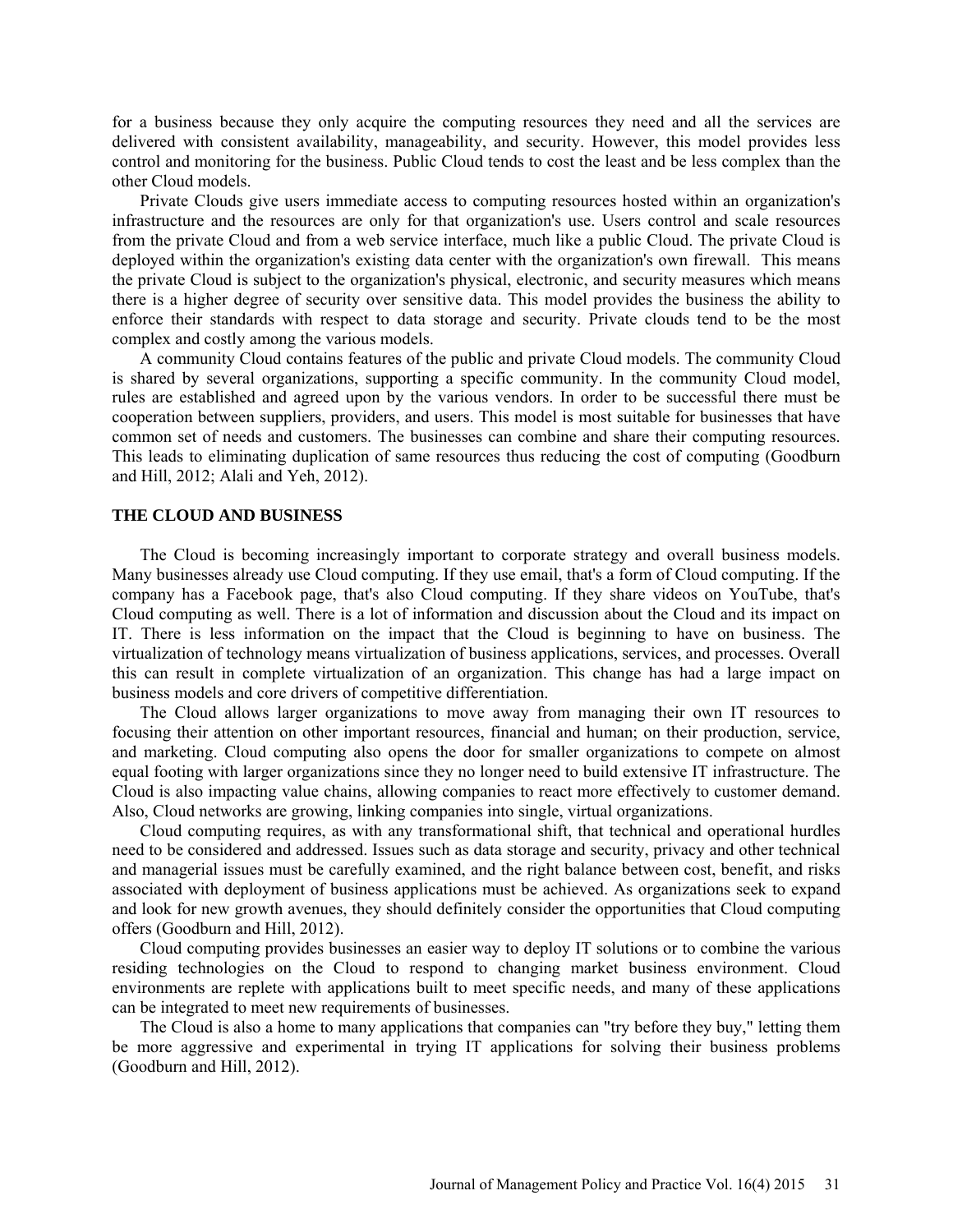for a business because they only acquire the computing resources they need and all the services are delivered with consistent availability, manageability, and security. However, this model provides less control and monitoring for the business. Public Cloud tends to cost the least and be less complex than the other Cloud models.

Private Clouds give users immediate access to computing resources hosted within an organization's infrastructure and the resources are only for that organization's use. Users control and scale resources from the private Cloud and from a web service interface, much like a public Cloud. The private Cloud is deployed within the organization's existing data center with the organization's own firewall. This means the private Cloud is subject to the organization's physical, electronic, and security measures which means there is a higher degree of security over sensitive data. This model provides the business the ability to enforce their standards with respect to data storage and security. Private clouds tend to be the most complex and costly among the various models.

A community Cloud contains features of the public and private Cloud models. The community Cloud is shared by several organizations, supporting a specific community. In the community Cloud model, rules are established and agreed upon by the various vendors. In order to be successful there must be cooperation between suppliers, providers, and users. This model is most suitable for businesses that have common set of needs and customers. The businesses can combine and share their computing resources. This leads to eliminating duplication of same resources thus reducing the cost of computing (Goodburn and Hill, 2012; Alali and Yeh, 2012).

## THE CLOUD AND BUSINESS

The Cloud is becoming increasingly important to corporate strategy and overall business models. Many businesses already use Cloud computing. If they use email, that's a form of Cloud computing. If the company has a Facebook page, that's also Cloud computing. If they share videos on YouTube, that's Cloud computing as well. There is a lot of information and discussion about the Cloud and its impact on IT. There is less information on the impact that the Cloud is beginning to have on business. The virtualization of technology means virtualization of business applications, services, and processes. Overall this can result in complete virtualization of an organization. This change has had a large impact on business models and core drivers of competitive differentiation.

The Cloud allows larger organizations to move away from managing their own IT resources to focusing their attention on other important resources, financial and human; on their production, service, and marketing. Cloud computing also opens the door for smaller organizations to compete on almost equal footing with larger organizations since they no longer need to build extensive IT infrastructure. The Cloud is also impacting value chains, allowing companies to react more effectively to customer demand. Also, Cloud networks are growing, linking companies into single, virtual organizations.

Cloud computing requires, as with any transformational shift, that technical and operational hurdles need to be considered and addressed. Issues such as data storage and security, privacy and other technical and managerial issues must be carefully examined, and the right balance between cost, benefit, and risks associated with deployment of business applications must be achieved. As organizations seek to expand and look for new growth avenues, they should definitely consider the opportunities that Cloud computing offers (Goodburn and Hill, 2012).

Cloud computing provides businesses an easier way to deploy IT solutions or to combine the various residing technologies on the Cloud to respond to changing market business environment. Cloud environments are replete with applications built to meet specific needs, and many of these applications can be integrated to meet new requirements of businesses.

The Cloud is also a home to many applications that companies can "try before they buy," letting them be more aggressive and experimental in trying IT applications for solving their business problems (Goodburn and Hill, 2012).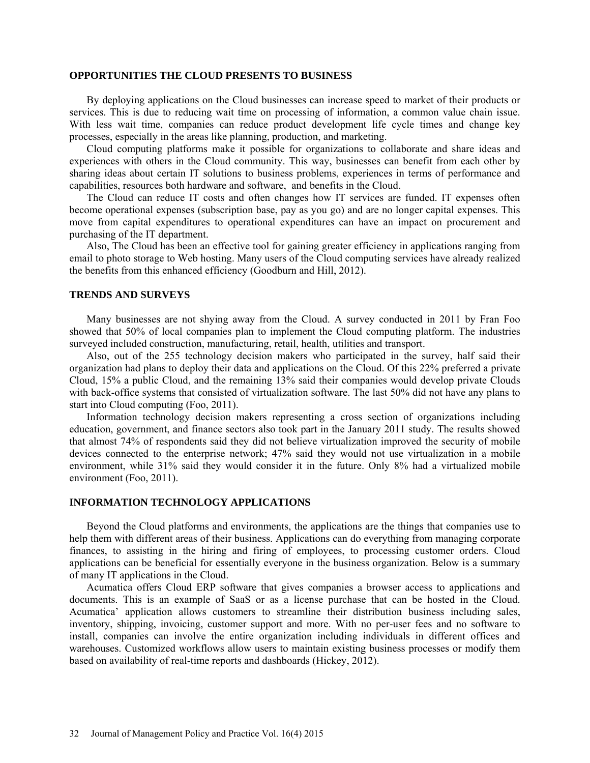## OPPORTUNITIES THE CLOUD PRESENTS TO BUSINESS

By deploying applications on the Cloud businesses can increase speed to market of their products or services. This is due to reducing wait time on processing of information, a common value chain issue. With less wait time, companies can reduce product development life cycle times and change key processes, especially in the areas like planning, production, and marketing.

Cloud computing platforms make it possible for organizations to collaborate and share ideas and experiences with others in the Cloud community. This way, businesses can benefit from each other by sharing ideas about certain IT solutions to business problems, experiences in terms of performance and capabilities, resources both hardware and software, and benefits in the Cloud.

The Cloud can reduce IT costs and often changes how IT services are funded. IT expenses often become operational expenses (subscription base, pay as you go) and are no longer capital expenses. This move from capital expenditures to operational expenditures can have an impact on procurement and purchasing of the IT department.

Also, The Cloud has been an effective tool for gaining greater efficiency in applications ranging from email to photo storage to Web hosting. Many users of the Cloud computing services have already realized the benefits from this enhanced efficiency (Goodburn and Hill, 2012).

## TRENDS AND SURVEYS

Many businesses are not shying away from the Cloud. A survey conducted in 2011 by Fran Foo showed that 50% of local companies plan to implement the Cloud computing platform. The industries surveyed included construction, manufacturing, retail, health, utilities and transport.

Also, out of the 255 technology decision makers who participated in the survey, half said their organization had plans to deploy their data and applications on the Cloud. Of this 22% preferred a private Cloud, 15% a public Cloud, and the remaining 13% said their companies would develop private Clouds with back-office systems that consisted of virtualization software. The last 50% did not have any plans to start into Cloud computing (Foo, 2011).

Information technology decision makers representing a cross section of organizations including education, government, and finance sectors also took part in the January 2011 study. The results showed that almost 74% of respondents said they did not believe virtualization improved the security of mobile devices connected to the enterprise network; 47% said they would not use virtualization in a mobile environment, while 31% said they would consider it in the future. Only 8% had a virtualized mobile environment (Foo, 2011).

## INFORMATION TECHNOLOGY APPLICATIONS

Beyond the Cloud platforms and environments, the applications are the things that companies use to help them with different areas of their business. Applications can do everything from managing corporate finances, to assisting in the hiring and firing of employees, to processing customer orders. Cloud applications can be beneficial for essentially everyone in the business organization. Below is a summary of many IT applications in the Cloud.

Acumatica offers Cloud ERP software that gives companies a browser access to applications and documents. This is an example of SaaS or as a license purchase that can be hosted in the Cloud. Acumatica' application allows customers to streamline their distribution business including sales, inventory, shipping, invoicing, customer support and more. With no per-user fees and no software to install, companies can involve the entire organization including individuals in different offices and warehouses. Customized workflows allow users to maintain existing business processes or modify them based on availability of real-time reports and dashboards (Hickey, 2012).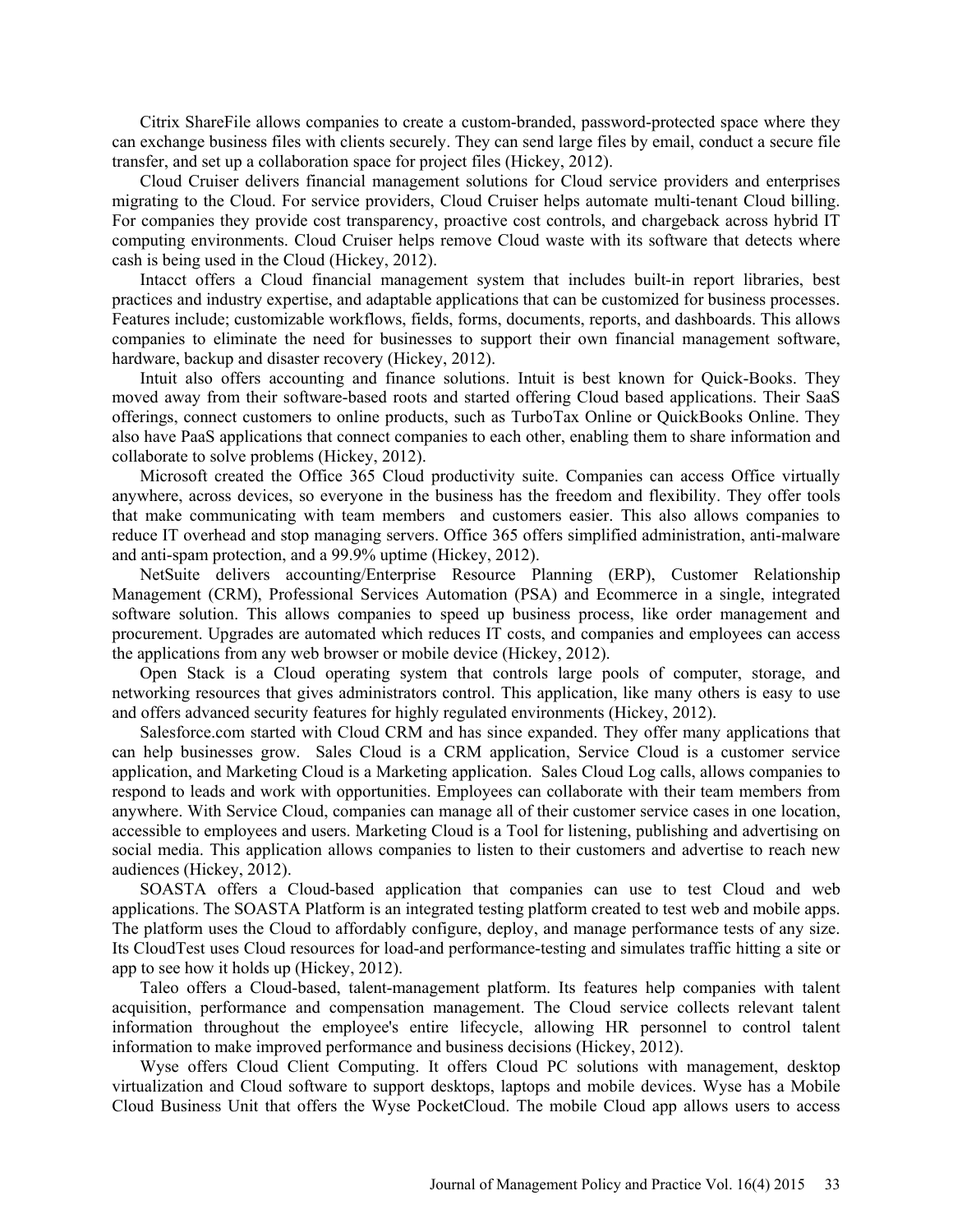Citrix ShareFile allows companies to create a custom-branded, password-protected space where they can exchange business files with clients securely. They can send large files by email, conduct a secure file transfer, and set up a collaboration space for project files (Hickey, 2012).

Cloud Cruiser delivers financial management solutions for Cloud service providers and enterprises migrating to the Cloud. For service providers, Cloud Cruiser helps automate multi-tenant Cloud billing. For companies they provide cost transparency, proactive cost controls, and chargeback across hybrid IT computing environments. Cloud Cruiser helps remove Cloud waste with its software that detects where cash is being used in the Cloud (Hickey, 2012).

Intacct offers a Cloud financial management system that includes built-in report libraries, best practices and industry expertise, and adaptable applications that can be customized for business processes. Features include; customizable workflows, fields, forms, documents, reports, and dashboards. This allows companies to eliminate the need for businesses to support their own financial management software, hardware, backup and disaster recovery (Hickey, 2012).

Intuit also offers accounting and finance solutions. Intuit is best known for Quick-Books. They moved away from their software-based roots and started offering Cloud based applications. Their SaaS offerings, connect customers to online products, such as TurboTax Online or QuickBooks Online. They also have PaaS applications that connect companies to each other, enabling them to share information and collaborate to solve problems (Hickey, 2012).

Microsoft created the Office 365 Cloud productivity suite. Companies can access Office virtually anywhere, across devices, so everyone in the business has the freedom and flexibility. They offer tools that make communicating with team members and customers easier. This also allows companies to reduce IT overhead and stop managing servers. Office 365 offers simplified administration, anti-malware and anti-spam protection, and a 99.9% uptime (Hickey, 2012).

NetSuite delivers accounting/Enterprise Resource Planning (ERP), Customer Relationship Management (CRM), Professional Services Automation (PSA) and Ecommerce in a single, integrated software solution. This allows companies to speed up business process, like order management and procurement. Upgrades are automated which reduces IT costs, and companies and employees can access the applications from any web browser or mobile device (Hickey, 2012).

Open Stack is a Cloud operating system that controls large pools of computer, storage, and networking resources that gives administrators control. This application, like many others is easy to use and offers advanced security features for highly regulated environments (Hickey, 2012).

Salesforce.com started with Cloud CRM and has since expanded. They offer many applications that can help businesses grow. Sales Cloud is a CRM application, Service Cloud is a customer service application, and Marketing Cloud is a Marketing application. Sales Cloud Log calls, allows companies to respond to leads and work with opportunities. Employees can collaborate with their team members from anywhere. With Service Cloud, companies can manage all of their customer service cases in one location, accessible to employees and users. Marketing Cloud is a Tool for listening, publishing and advertising on social media. This application allows companies to listen to their customers and advertise to reach new audiences (Hickey, 2012).

SOASTA offers a Cloud-based application that companies can use to test Cloud and web applications. The SOASTA Platform is an integrated testing platform created to test web and mobile apps. The platform uses the Cloud to affordably configure, deploy, and manage performance tests of any size. Its CloudTest uses Cloud resources for load-and performance-testing and simulates traffic hitting a site or app to see how it holds up (Hickey, 2012).

Taleo offers a Cloud-based, talent-management platform. Its features help companies with talent acquisition, performance and compensation management. The Cloud service collects relevant talent information throughout the employee's entire lifecycle, allowing HR personnel to control talent information to make improved performance and business decisions (Hickey, 2012).

Wyse offers Cloud Client Computing. It offers Cloud PC solutions with management, desktop virtualization and Cloud software to support desktops, laptops and mobile devices. Wyse has a Mobile Cloud Business Unit that offers the Wyse PocketCloud. The mobile Cloud app allows users to access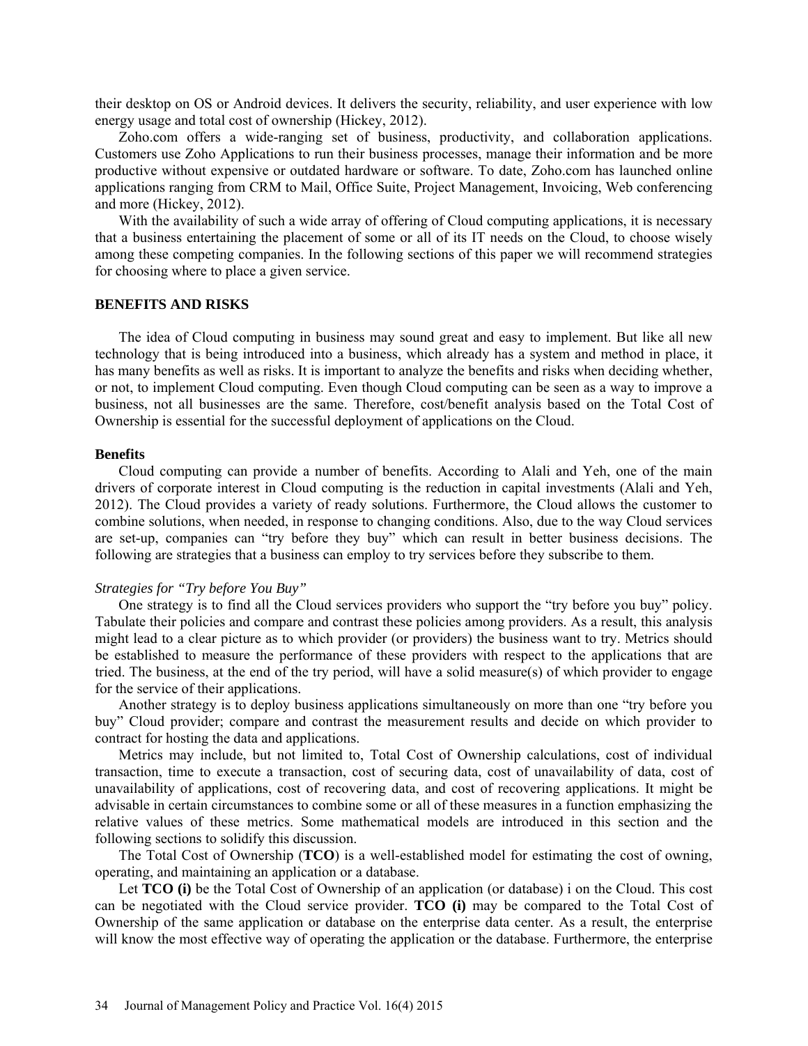their desktop on OS or Android devices. It delivers the security, reliability, and user experience with low energy usage and total cost of ownership (Hickey, 2012).

Zoho.com offers a wide-ranging set of business, productivity, and collaboration applications. Customers use Zoho Applications to run their business processes, manage their information and be more productive without expensive or outdated hardware or software. To date, Zoho.com has launched online applications ranging from CRM to Mail, Office Suite, Project Management, Invoicing, Web conferencing and more (Hickey, 2012).

With the availability of such a wide array of offering of Cloud computing applications, it is necessary that a business entertaining the placement of some or all of its IT needs on the Cloud, to choose wisely among these competing companies. In the following sections of this paper we will recommend strategies for choosing where to place a given service.

## BENEFITS AND RISKS

The idea of Cloud computing in business may sound great and easy to implement. But like all new technology that is being introduced into a business, which already has a system and method in place, it has many benefits as well as risks. It is important to analyze the benefits and risks when deciding whether, or not, to implement Cloud computing. Even though Cloud computing can be seen as a way to improve a business, not all businesses are the same. Therefore, cost/benefit analysis based on the Total Cost of Ownership is essential for the successful deployment of applications on the Cloud.

### Benefits

Cloud computing can provide a number of benefits. According to Alali and Yeh, one of the main drivers of corporate interest in Cloud computing is the reduction in capital investments (Alali and Yeh, 2012). The Cloud provides a variety of ready solutions. Furthermore, the Cloud allows the customer to combine solutions, when needed, in response to changing conditions. Also, due to the way Cloud services are set-up, companies can "try before they buy" which can result in better business decisions. The following are strategies that a business can employ to try services before they subscribe to them.

#### *Strategies for "Try before You Buy"*

One strategy is to find all the Cloud services providers who support the "try before you buy" policy. Tabulate their policies and compare and contrast these policies among providers. As a result, this analysis might lead to a clear picture as to which provider (or providers) the business want to try. Metrics should be established to measure the performance of these providers with respect to the applications that are tried. The business, at the end of the try period, will have a solid measure(s) of which provider to engage for the service of their applications.

Another strategy is to deploy business applications simultaneously on more than one "try before you buy" Cloud provider; compare and contrast the measurement results and decide on which provider to contract for hosting the data and applications.

Metrics may include, but not limited to, Total Cost of Ownership calculations, cost of individual transaction, time to execute a transaction, cost of securing data, cost of unavailability of data, cost of unavailability of applications, cost of recovering data, and cost of recovering applications. It might be advisable in certain circumstances to combine some or all of these measures in a function emphasizing the relative values of these metrics. Some mathematical models are introduced in this section and the following sections to solidify this discussion.

The Total Cost of Ownership (**TCO**) is a well-established model for estimating the cost of owning, operating, and maintaining an application or a database.

Let **TCO (i)** be the Total Cost of Ownership of an application (or database) i on the Cloud. This cost can be negotiated with the Cloud service provider. **TCO (i)** may be compared to the Total Cost of Ownership of the same application or database on the enterprise data center. As a result, the enterprise will know the most effective way of operating the application or the database. Furthermore, the enterprise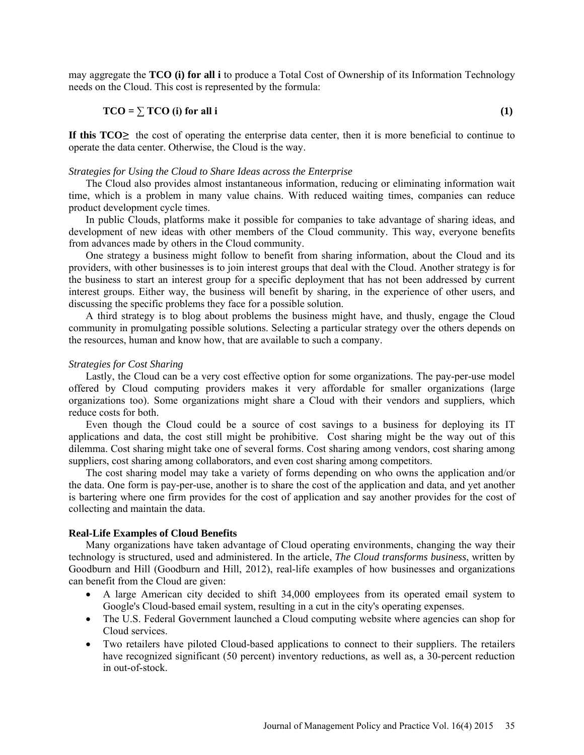may aggregate the **TCO (i) for all i** to produce a Total Cost of Ownership of its Information Technology needs on the Cloud. This cost is represented by the formula:

$$\mathbf{TCO = \sum TCO\ (i)\ for\ all\ i} \tag{1}$$

**If this TCO≥** the cost of operating the enterprise data center, then it is more beneficial to continue to operate the data center. Otherwise, the Cloud is the way.

*Strategies for Using the Cloud to Share Ideas across the Enterprise*

The Cloud also provides almost instantaneous information, reducing or eliminating information wait time, which is a problem in many value chains. With reduced waiting times, companies can reduce product development cycle times.

In public Clouds, platforms make it possible for companies to take advantage of sharing ideas, and development of new ideas with other members of the Cloud community. This way, everyone benefits from advances made by others in the Cloud community.

One strategy a business might follow to benefit from sharing information, about the Cloud and its providers, with other businesses is to join interest groups that deal with the Cloud. Another strategy is for the business to start an interest group for a specific deployment that has not been addressed by current interest groups. Either way, the business will benefit by sharing, in the experience of other users, and discussing the specific problems they face for a possible solution.

A third strategy is to blog about problems the business might have, and thusly, engage the Cloud community in promulgating possible solutions. Selecting a particular strategy over the others depends on the resources, human and know how, that are available to such a company.

*Strategies for Cost Sharing*

Lastly, the Cloud can be a very cost effective option for some organizations. The pay-per-use model offered by Cloud computing providers makes it very affordable for smaller organizations (large organizations too). Some organizations might share a Cloud with their vendors and suppliers, which reduce costs for both.

Even though the Cloud could be a source of cost savings to a business for deploying its IT applications and data, the cost still might be prohibitive. Cost sharing might be the way out of this dilemma. Cost sharing might take one of several forms. Cost sharing among vendors, cost sharing among suppliers, cost sharing among collaborators, and even cost sharing among competitors.

The cost sharing model may take a variety of forms depending on who owns the application and/or the data. One form is pay-per-use, another is to share the cost of the application and data, and yet another is bartering where one firm provides for the cost of application and say another provides for the cost of collecting and maintain the data.

**Real-Life Examples of Cloud Benefits**

Many organizations have taken advantage of Cloud operating environments, changing the way their technology is structured, used and administered. In the article, *The Cloud transforms business*, written by Goodburn and Hill (Goodburn and Hill, 2012), real-life examples of how businesses and organizations can benefit from the Cloud are given:

- A large American city decided to shift 34,000 employees from its operated email system to Google's Cloud-based email system, resulting in a cut in the city's operating expenses.
- The U.S. Federal Government launched a Cloud computing website where agencies can shop for Cloud services.
- Two retailers have piloted Cloud-based applications to connect to their suppliers. The retailers have recognized significant (50 percent) inventory reductions, as well as, a 30-percent reduction in out-of-stock.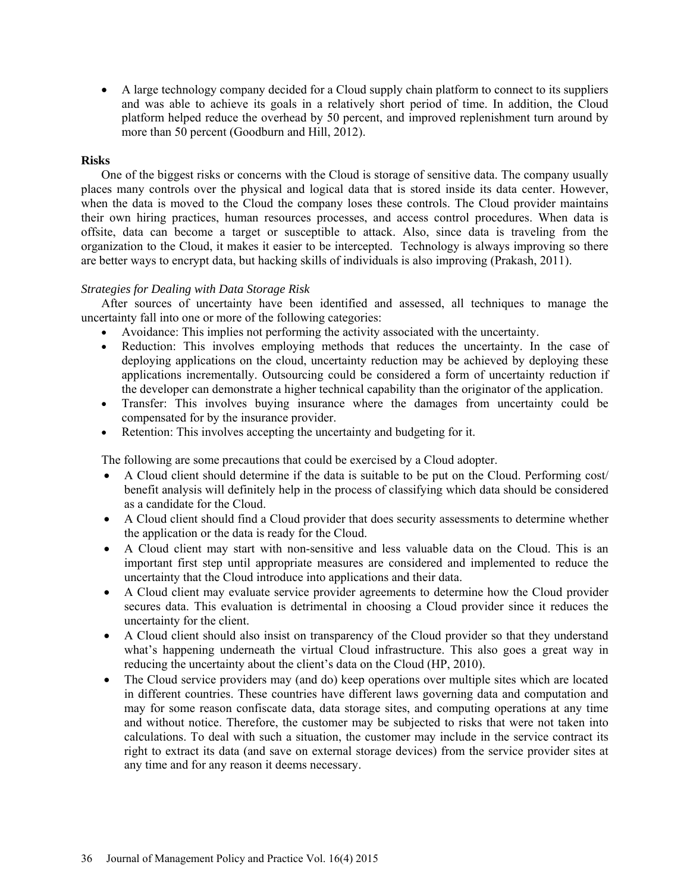- A large technology company decided for a Cloud supply chain platform to connect to its suppliers and was able to achieve its goals in a relatively short period of time. In addition, the Cloud platform helped reduce the overhead by 50 percent, and improved replenishment turn around by more than 50 percent (Goodburn and Hill, 2012).

**Risks**

One of the biggest risks or concerns with the Cloud is storage of sensitive data. The company usually places many controls over the physical and logical data that is stored inside its data center. However, when the data is moved to the Cloud the company loses these controls. The Cloud provider maintains their own hiring practices, human resources processes, and access control procedures. When data is offsite, data can become a target or susceptible to attack. Also, since data is traveling from the organization to the Cloud, it makes it easier to be intercepted. Technology is always improving so there are better ways to encrypt data, but hacking skills of individuals is also improving (Prakash, 2011).

*Strategies for Dealing with Data Storage Risk*

After sources of uncertainty have been identified and assessed, all techniques to manage the uncertainty fall into one or more of the following categories:

- Avoidance: This implies not performing the activity associated with the uncertainty.
- Reduction: This involves employing methods that reduces the uncertainty. In the case of deploying applications on the cloud, uncertainty reduction may be achieved by deploying these applications incrementally. Outsourcing could be considered a form of uncertainty reduction if the developer can demonstrate a higher technical capability than the originator of the application.
- Transfer: This involves buying insurance where the damages from uncertainty could be compensated for by the insurance provider.
- Retention: This involves accepting the uncertainty and budgeting for it.

The following are some precautions that could be exercised by a Cloud adopter.

- A Cloud client should determine if the data is suitable to be put on the Cloud. Performing cost/ benefit analysis will definitely help in the process of classifying which data should be considered as a candidate for the Cloud.
- A Cloud client should find a Cloud provider that does security assessments to determine whether the application or the data is ready for the Cloud.
- A Cloud client may start with non-sensitive and less valuable data on the Cloud. This is an important first step until appropriate measures are considered and implemented to reduce the uncertainty that the Cloud introduce into applications and their data.
- A Cloud client may evaluate service provider agreements to determine how the Cloud provider secures data. This evaluation is detrimental in choosing a Cloud provider since it reduces the uncertainty for the client.
- A Cloud client should also insist on transparency of the Cloud provider so that they understand what's happening underneath the virtual Cloud infrastructure. This also goes a great way in reducing the uncertainty about the client's data on the Cloud (HP, 2010).
- The Cloud service providers may (and do) keep operations over multiple sites which are located in different countries. These countries have different laws governing data and computation and may for some reason confiscate data, data storage sites, and computing operations at any time and without notice. Therefore, the customer may be subjected to risks that were not taken into calculations. To deal with such a situation, the customer may include in the service contract its right to extract its data (and save on external storage devices) from the service provider sites at any time and for any reason it deems necessary.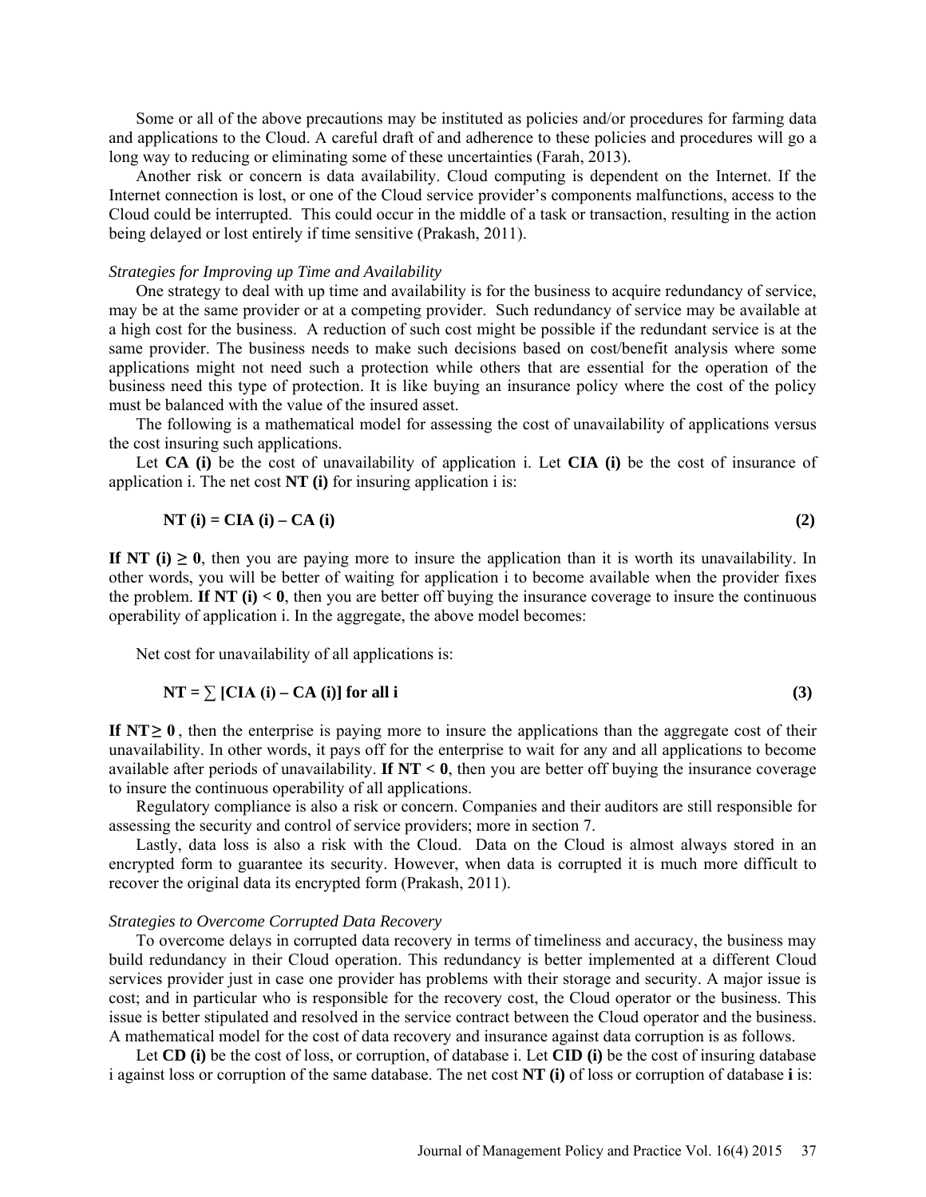Some or all of the above precautions may be instituted as policies and/or procedures for farming data and applications to the Cloud. A careful draft of and adherence to these policies and procedures will go a long way to reducing or eliminating some of these uncertainties (Farah, 2013).

Another risk or concern is data availability. Cloud computing is dependent on the Internet. If the Internet connection is lost, or one of the Cloud service provider's components malfunctions, access to the Cloud could be interrupted. This could occur in the middle of a task or transaction, resulting in the action being delayed or lost entirely if time sensitive (Prakash, 2011).

*Strategies for Improving up Time and Availability*

One strategy to deal with up time and availability is for the business to acquire redundancy of service, may be at the same provider or at a competing provider. Such redundancy of service may be available at a high cost for the business. A reduction of such cost might be possible if the redundant service is at the same provider. The business needs to make such decisions based on cost/benefit analysis where some applications might not need such a protection while others that are essential for the operation of the business need this type of protection. It is like buying an insurance policy where the cost of the policy must be balanced with the value of the insured asset.

The following is a mathematical model for assessing the cost of unavailability of applications versus the cost insuring such applications.

Let **CA (i)** be the cost of unavailability of application i. Let **CIA (i)** be the cost of insurance of application i. The net cost **NT (i)** for insuring application i is:

$$\mathbf{NT\ (i) = CIA\ (i) - CA\ (i)} \tag{2}$$

**If NT (i) ≥ 0**, then you are paying more to insure the application than it is worth its unavailability. In other words, you will be better of waiting for application i to become available when the provider fixes the problem. **If NT (i) < 0**, then you are better off buying the insurance coverage to insure the continuous operability of application i. In the aggregate, the above model becomes:

Net cost for unavailability of all applications is:

$$\mathbf{NT = \sum [CIA\ (i) - CA\ (i)]\ \text{for all } i} \tag{3}$$

**If NT ≥ 0**, then the enterprise is paying more to insure the applications than the aggregate cost of their unavailability. In other words, it pays off for the enterprise to wait for any and all applications to become available after periods of unavailability. **If NT < 0**, then you are better off buying the insurance coverage to insure the continuous operability of all applications.

Regulatory compliance is also a risk or concern. Companies and their auditors are still responsible for assessing the security and control of service providers; more in section 7.

Lastly, data loss is also a risk with the Cloud. Data on the Cloud is almost always stored in an encrypted form to guarantee its security. However, when data is corrupted it is much more difficult to recover the original data its encrypted form (Prakash, 2011).

*Strategies to Overcome Corrupted Data Recovery*

To overcome delays in corrupted data recovery in terms of timeliness and accuracy, the business may build redundancy in their Cloud operation. This redundancy is better implemented at a different Cloud services provider just in case one provider has problems with their storage and security. A major issue is cost; and in particular who is responsible for the recovery cost, the Cloud operator or the business. This issue is better stipulated and resolved in the service contract between the Cloud operator and the business. A mathematical model for the cost of data recovery and insurance against data corruption is as follows.

Let **CD (i)** be the cost of loss, or corruption, of database i. Let **CID (i)** be the cost of insuring database i against loss or corruption of the same database. The net cost **NT (i)** of loss or corruption of database **i** is: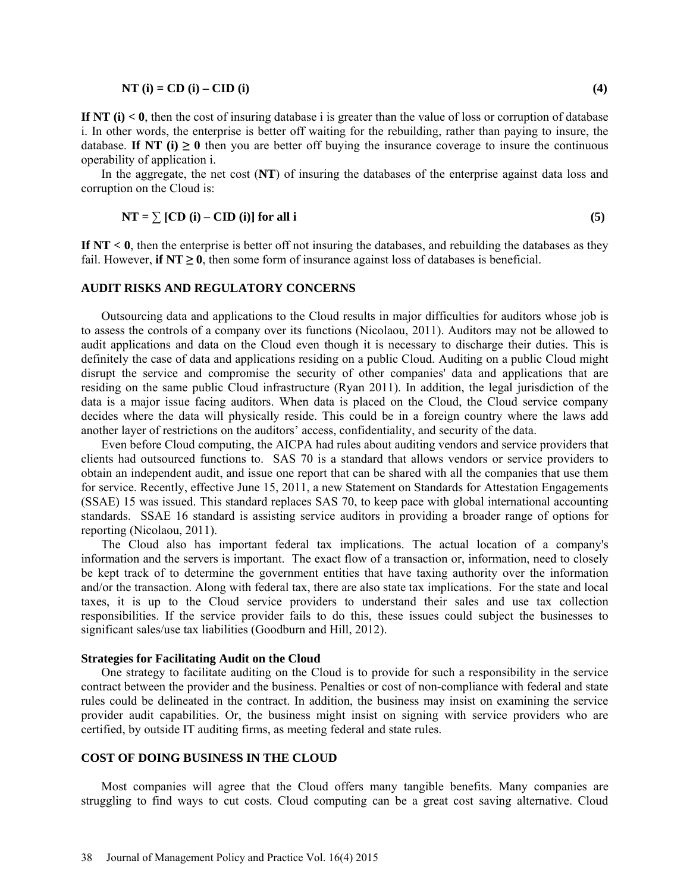$$\mathbf{NT\ (i) = CD\ (i) - CID\ (i)} \quad (4)$$

**If NT (i) < 0**, then the cost of insuring database i is greater than the value of loss or corruption of database i. In other words, the enterprise is better off waiting for the rebuilding, rather than paying to insure, the database. **If NT (i) ≥ 0** then you are better off buying the insurance coverage to insure the continuous operability of application i.

In the aggregate, the net cost (**NT**) of insuring the databases of the enterprise against data loss and corruption on the Cloud is:

$$\mathbf{NT = \sum [CD\ (i) - CID\ (i)]\ for\ all\ i} \quad (5)$$

**If NT < 0**, then the enterprise is better off not insuring the databases, and rebuilding the databases as they fail. However, **if NT ≥ 0**, then some form of insurance against loss of databases is beneficial.

## AUDIT RISKS AND REGULATORY CONCERNS

Outsourcing data and applications to the Cloud results in major difficulties for auditors whose job is to assess the controls of a company over its functions (Nicolaou, 2011). Auditors may not be allowed to audit applications and data on the Cloud even though it is necessary to discharge their duties. This is definitely the case of data and applications residing on a public Cloud. Auditing on a public Cloud might disrupt the service and compromise the security of other companies' data and applications that are residing on the same public Cloud infrastructure (Ryan 2011). In addition, the legal jurisdiction of the data is a major issue facing auditors. When data is placed on the Cloud, the Cloud service company decides where the data will physically reside. This could be in a foreign country where the laws add another layer of restrictions on the auditors' access, confidentiality, and security of the data.

Even before Cloud computing, the AICPA had rules about auditing vendors and service providers that clients had outsourced functions to. SAS 70 is a standard that allows vendors or service providers to obtain an independent audit, and issue one report that can be shared with all the companies that use them for service. Recently, effective June 15, 2011, a new Statement on Standards for Attestation Engagements (SSAE) 15 was issued. This standard replaces SAS 70, to keep pace with global international accounting standards. SSAE 16 standard is assisting service auditors in providing a broader range of options for reporting (Nicolaou, 2011).

The Cloud also has important federal tax implications. The actual location of a company's information and the servers is important. The exact flow of a transaction or, information, need to closely be kept track of to determine the government entities that have taxing authority over the information and/or the transaction. Along with federal tax, there are also state tax implications. For the state and local taxes, it is up to the Cloud service providers to understand their sales and use tax collection responsibilities. If the service provider fails to do this, these issues could subject the businesses to significant sales/use tax liabilities (Goodburn and Hill, 2012).

### Strategies for Facilitating Audit on the Cloud

One strategy to facilitate auditing on the Cloud is to provide for such a responsibility in the service contract between the provider and the business. Penalties or cost of non-compliance with federal and state rules could be delineated in the contract. In addition, the business may insist on examining the service provider audit capabilities. Or, the business might insist on signing with service providers who are certified, by outside IT auditing firms, as meeting federal and state rules.

## COST OF DOING BUSINESS IN THE CLOUD

Most companies will agree that the Cloud offers many tangible benefits. Many companies are struggling to find ways to cut costs. Cloud computing can be a great cost saving alternative. Cloud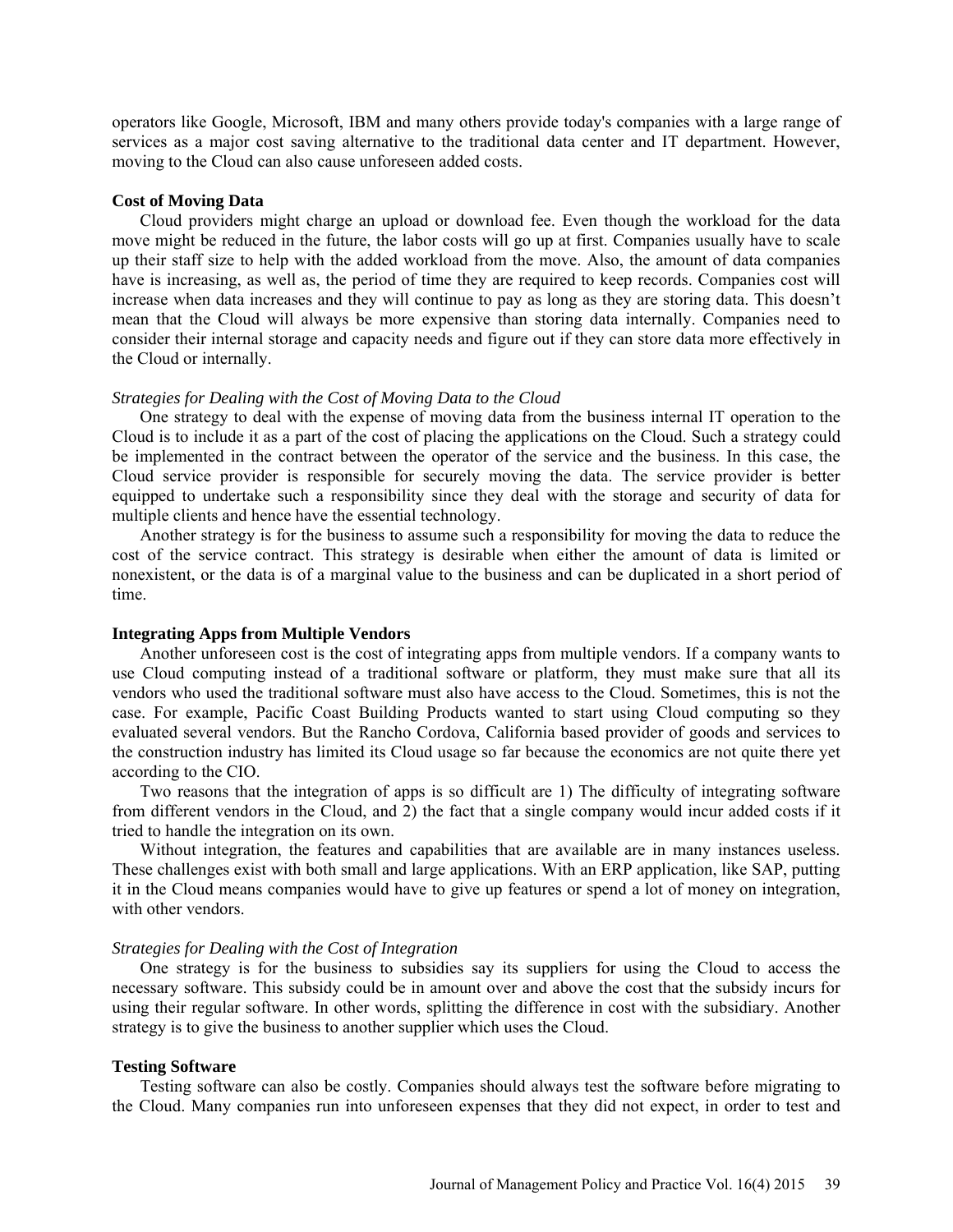operators like Google, Microsoft, IBM and many others provide today's companies with a large range of services as a major cost saving alternative to the traditional data center and IT department. However, moving to the Cloud can also cause unforeseen added costs.

**Cost of Moving Data**

Cloud providers might charge an upload or download fee. Even though the workload for the data move might be reduced in the future, the labor costs will go up at first. Companies usually have to scale up their staff size to help with the added workload from the move. Also, the amount of data companies have is increasing, as well as, the period of time they are required to keep records. Companies cost will increase when data increases and they will continue to pay as long as they are storing data. This doesn't mean that the Cloud will always be more expensive than storing data internally. Companies need to consider their internal storage and capacity needs and figure out if they can store data more effectively in the Cloud or internally.

*Strategies for Dealing with the Cost of Moving Data to the Cloud*

One strategy to deal with the expense of moving data from the business internal IT operation to the Cloud is to include it as a part of the cost of placing the applications on the Cloud. Such a strategy could be implemented in the contract between the operator of the service and the business. In this case, the Cloud service provider is responsible for securely moving the data. The service provider is better equipped to undertake such a responsibility since they deal with the storage and security of data for multiple clients and hence have the essential technology.

Another strategy is for the business to assume such a responsibility for moving the data to reduce the cost of the service contract. This strategy is desirable when either the amount of data is limited or nonexistent, or the data is of a marginal value to the business and can be duplicated in a short period of time.

**Integrating Apps from Multiple Vendors**

Another unforeseen cost is the cost of integrating apps from multiple vendors. If a company wants to use Cloud computing instead of a traditional software or platform, they must make sure that all its vendors who used the traditional software must also have access to the Cloud. Sometimes, this is not the case. For example, Pacific Coast Building Products wanted to start using Cloud computing so they evaluated several vendors. But the Rancho Cordova, California based provider of goods and services to the construction industry has limited its Cloud usage so far because the economics are not quite there yet according to the CIO.

Two reasons that the integration of apps is so difficult are 1) The difficulty of integrating software from different vendors in the Cloud, and 2) the fact that a single company would incur added costs if it tried to handle the integration on its own.

Without integration, the features and capabilities that are available are in many instances useless. These challenges exist with both small and large applications. With an ERP application, like SAP, putting it in the Cloud means companies would have to give up features or spend a lot of money on integration, with other vendors.

*Strategies for Dealing with the Cost of Integration*

One strategy is for the business to subsidies say its suppliers for using the Cloud to access the necessary software. This subsidy could be in amount over and above the cost that the subsidy incurs for using their regular software. In other words, splitting the difference in cost with the subsidiary. Another strategy is to give the business to another supplier which uses the Cloud.

**Testing Software**

Testing software can also be costly. Companies should always test the software before migrating to the Cloud. Many companies run into unforeseen expenses that they did not expect, in order to test and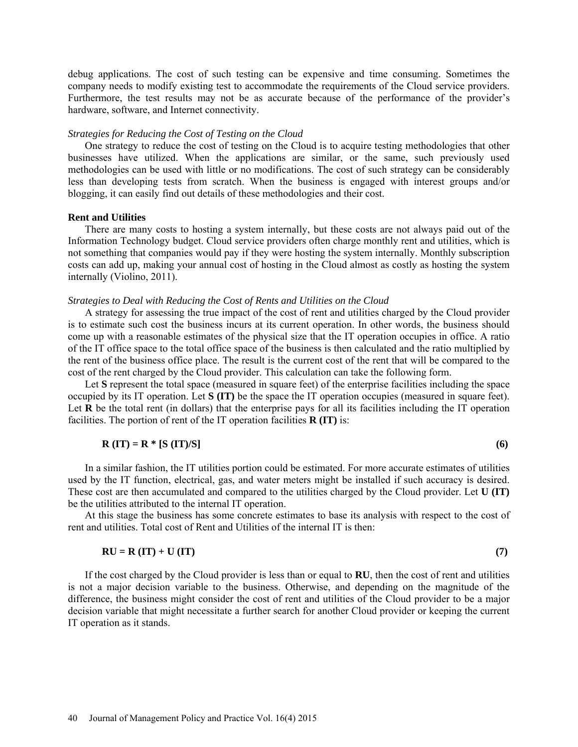debug applications. The cost of such testing can be expensive and time consuming. Sometimes the company needs to modify existing test to accommodate the requirements of the Cloud service providers. Furthermore, the test results may not be as accurate because of the performance of the provider's hardware, software, and Internet connectivity.

*Strategies for Reducing the Cost of Testing on the Cloud*

One strategy to reduce the cost of testing on the Cloud is to acquire testing methodologies that other businesses have utilized. When the applications are similar, or the same, such previously used methodologies can be used with little or no modifications. The cost of such strategy can be considerably less than developing tests from scratch. When the business is engaged with interest groups and/or blogging, it can easily find out details of these methodologies and their cost.

**Rent and Utilities**

There are many costs to hosting a system internally, but these costs are not always paid out of the Information Technology budget. Cloud service providers often charge monthly rent and utilities, which is not something that companies would pay if they were hosting the system internally. Monthly subscription costs can add up, making your annual cost of hosting in the Cloud almost as costly as hosting the system internally (Violino, 2011).

*Strategies to Deal with Reducing the Cost of Rents and Utilities on the Cloud*

A strategy for assessing the true impact of the cost of rent and utilities charged by the Cloud provider is to estimate such cost the business incurs at its current operation. In other words, the business should come up with a reasonable estimates of the physical size that the IT operation occupies in office. A ratio of the IT office space to the total office space of the business is then calculated and the ratio multiplied by the rent of the business office place. The result is the current cost of the rent that will be compared to the cost of the rent charged by the Cloud provider. This calculation can take the following form.

Let **S** represent the total space (measured in square feet) of the enterprise facilities including the space occupied by its IT operation. Let **S (IT)** be the space the IT operation occupies (measured in square feet). Let **R** be the total rent (in dollars) that the enterprise pays for all its facilities including the IT operation facilities. The portion of rent of the IT operation facilities **R (IT)** is:

$$\mathbf{R\ (IT) = R * [S\ (IT)/S]} \qquad \mathbf{(6)}$$

In a similar fashion, the IT utilities portion could be estimated. For more accurate estimates of utilities used by the IT function, electrical, gas, and water meters might be installed if such accuracy is desired. These cost are then accumulated and compared to the utilities charged by the Cloud provider. Let **U (IT)** be the utilities attributed to the internal IT operation.

At this stage the business has some concrete estimates to base its analysis with respect to the cost of rent and utilities. Total cost of Rent and Utilities of the internal IT is then:

$$\mathbf{RU = R\ (IT) + U\ (IT)} \qquad \mathbf{(7)}$$

If the cost charged by the Cloud provider is less than or equal to **RU**, then the cost of rent and utilities is not a major decision variable to the business. Otherwise, and depending on the magnitude of the difference, the business might consider the cost of rent and utilities of the Cloud provider to be a major decision variable that might necessitate a further search for another Cloud provider or keeping the current IT operation as it stands.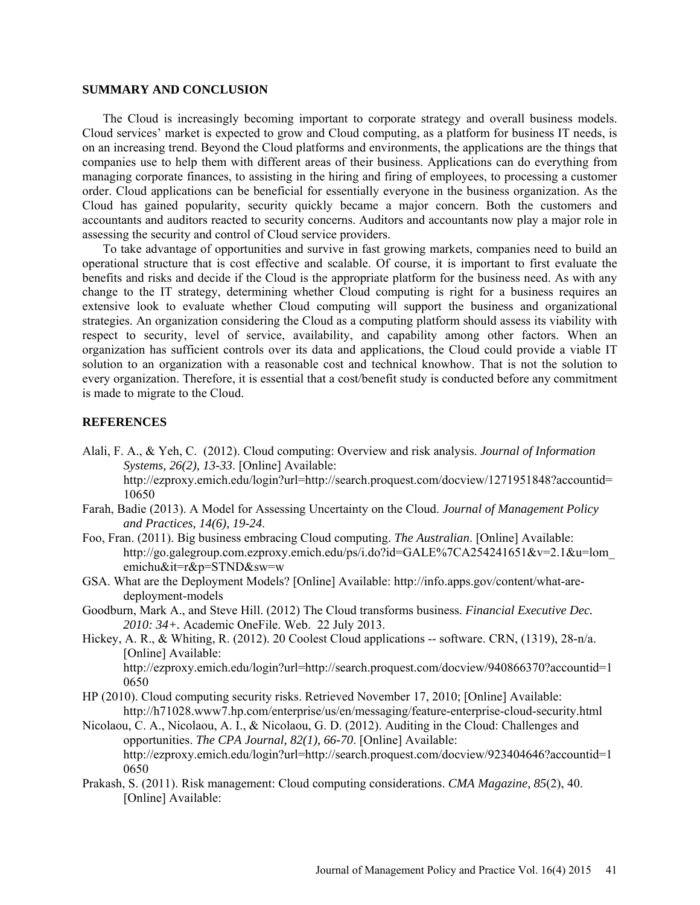## SUMMARY AND CONCLUSION

The Cloud is increasingly becoming important to corporate strategy and overall business models. Cloud services' market is expected to grow and Cloud computing, as a platform for business IT needs, is on an increasing trend. Beyond the Cloud platforms and environments, the applications are the things that companies use to help them with different areas of their business. Applications can do everything from managing corporate finances, to assisting in the hiring and firing of employees, to processing a customer order. Cloud applications can be beneficial for essentially everyone in the business organization. As the Cloud has gained popularity, security quickly became a major concern. Both the customers and accountants and auditors reacted to security concerns. Auditors and accountants now play a major role in assessing the security and control of Cloud service providers.

To take advantage of opportunities and survive in fast growing markets, companies need to build an operational structure that is cost effective and scalable. Of course, it is important to first evaluate the benefits and risks and decide if the Cloud is the appropriate platform for the business need. As with any change to the IT strategy, determining whether Cloud computing is right for a business requires an extensive look to evaluate whether Cloud computing will support the business and organizational strategies. An organization considering the Cloud as a computing platform should assess its viability with respect to security, level of service, availability, and capability among other factors. When an organization has sufficient controls over its data and applications, the Cloud could provide a viable IT solution to an organization with a reasonable cost and technical knowhow. That is not the solution to every organization. Therefore, it is essential that a cost/benefit study is conducted before any commitment is made to migrate to the Cloud.

## REFERENCES

Alali, F. A., & Yeh, C. (2012). Cloud computing: Overview and risk analysis. *Journal of Information Systems, 26(2), 13-33*. [Online] Available: http://ezproxy.emich.edu/login?url=http://search.proquest.com/docview/1271951848?accountid=10650

Farah, Badie (2013). A Model for Assessing Uncertainty on the Cloud. *Journal of Management Policy and Practices, 14(6), 19-24.*

Foo, Fran. (2011). Big business embracing Cloud computing. *The Australian*. [Online] Available: http://go.galegroup.com.ezproxy.emich.edu/ps/i.do?id=GALE%7CA254241651&v=2.1&u=lom_emichu&it=r&p=STND&sw=w

GSA. What are the Deployment Models? [Online] Available: http://info.apps.gov/content/what-are-deployment-models

Goodburn, Mark A., and Steve Hill. (2012) The Cloud transforms business. *Financial Executive Dec. 2010: 34+.* Academic OneFile. Web. 22 July 2013.

Hickey, A. R., & Whiting, R. (2012). 20 Coolest Cloud applications -- software. CRN, (1319), 28-n/a. [Online] Available: http://ezproxy.emich.edu/login?url=http://search.proquest.com/docview/940866370?accountid=10650

HP (2010). Cloud computing security risks. Retrieved November 17, 2010; [Online] Available: http://h71028.www7.hp.com/enterprise/us/en/messaging/feature-enterprise-cloud-security.html

Nicolaou, C. A., Nicolaou, A. I., & Nicolaou, G. D. (2012). Auditing in the Cloud: Challenges and opportunities. *The CPA Journal, 82(1), 66-70*. [Online] Available: http://ezproxy.emich.edu/login?url=http://search.proquest.com/docview/923404646?accountid=10650

Prakash, S. (2011). Risk management: Cloud computing considerations. *CMA Magazine, 85*(2), 40. [Online] Available: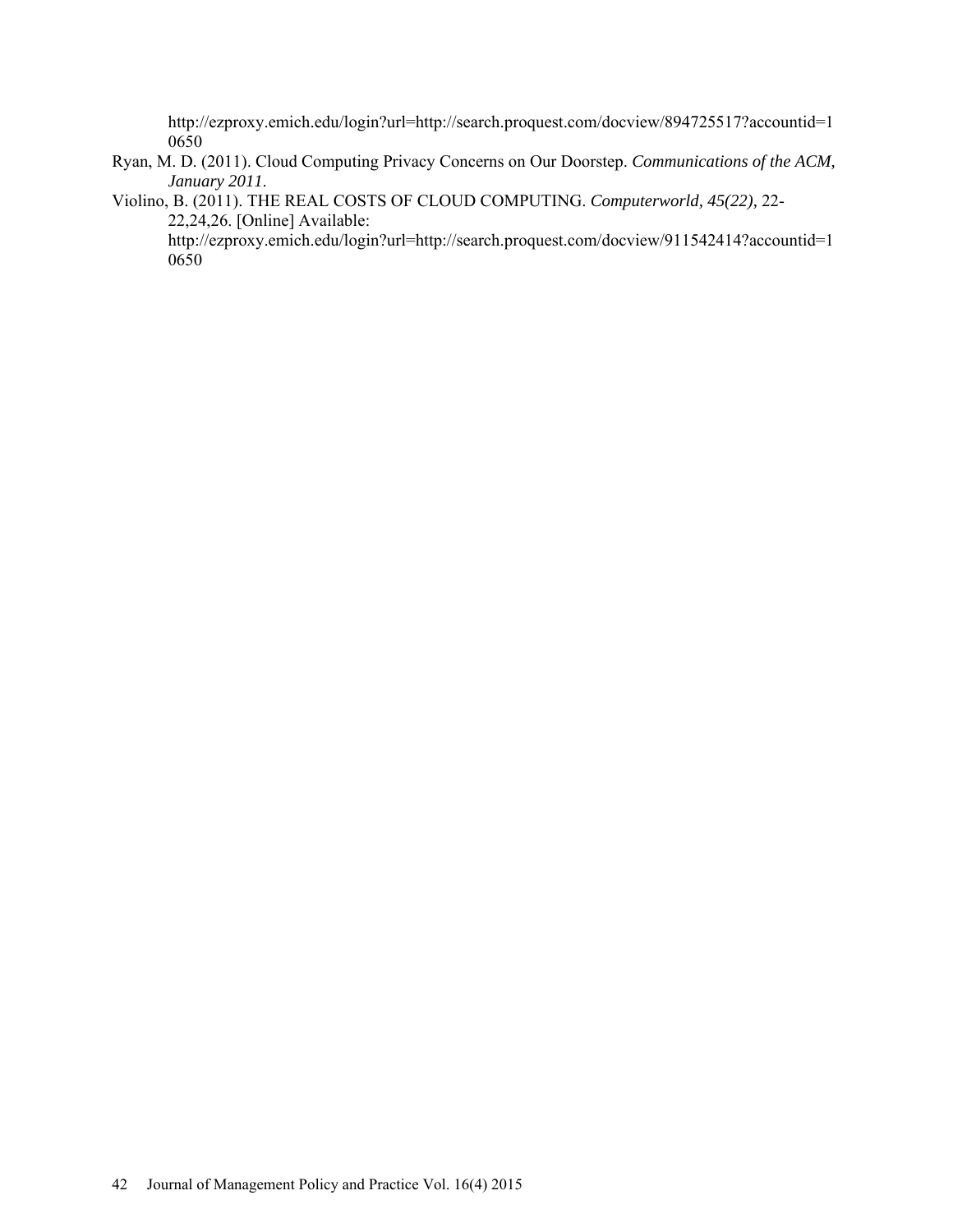http://ezproxy.emich.edu/login?url=http://search.proquest.com/docview/894725517?accountid=10650

Ryan, M. D. (2011). Cloud Computing Privacy Concerns on Our Doorstep. *Communications of the ACM, January 2011*.

Violino, B. (2011). THE REAL COSTS OF CLOUD COMPUTING. *Computerworld, 45(22)*, 22-22,24,26. [Online] Available: http://ezproxy.emich.edu/login?url=http://search.proquest.com/docview/911542414?accountid=10650